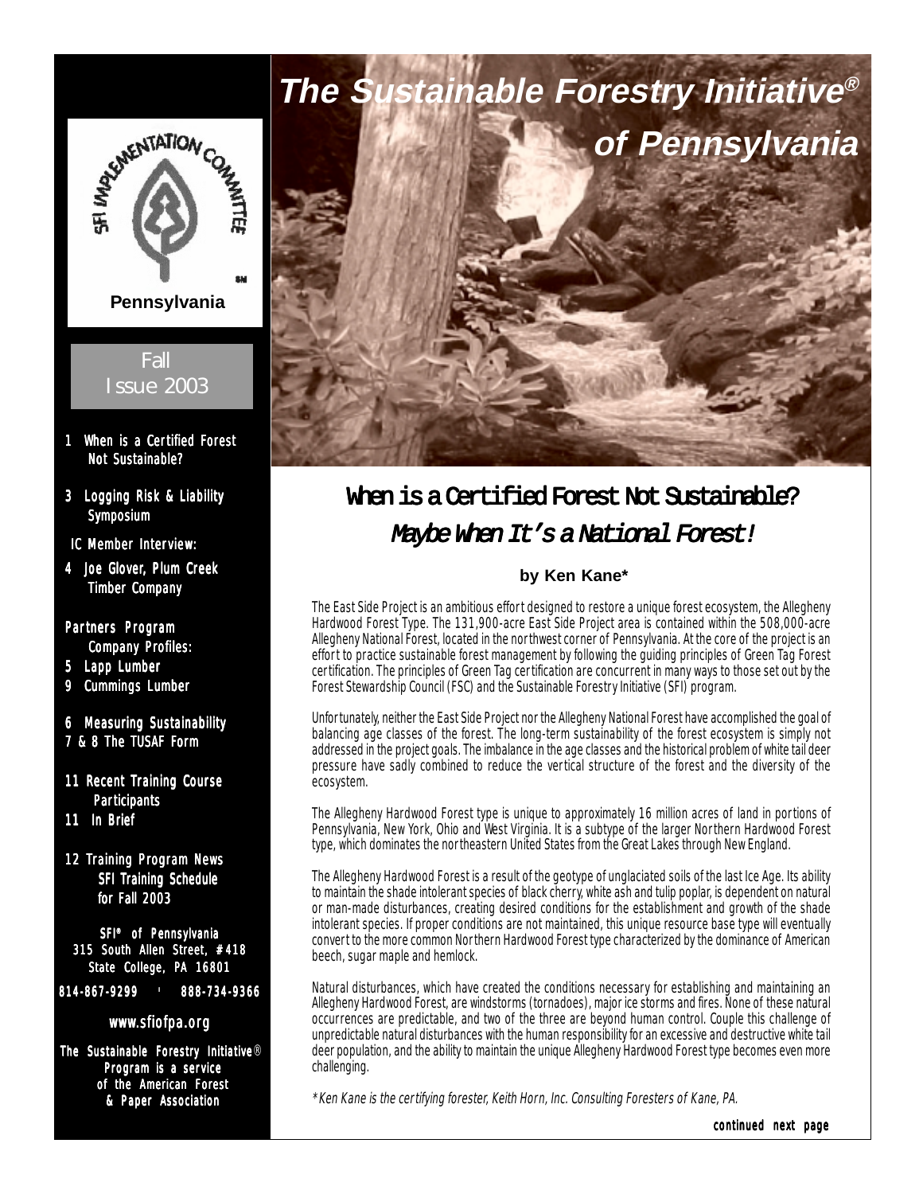# The Sustainable Forestry Initiative® of Pennsylvania

SFI Implementation Committee

Pennsylvania

Fall Issue 2003

- 1 When is a Certified Forest Not Sustainable?
- 3 Logging Risk & Liability Symposium
- IC Member Interview:
- 4 Joe Glover, Plum Creek Timber Company
- Partners Program Company Profiles:
- 5 Lapp Lumber
- 9 Cummings Lumber
- 6 Measuring Sustainability
- 7 & 8 The TUSAF Form
- 11 Recent Training Course Participants
- 11 In Brief
- 12 Training Program News SFI Training Schedule for Fall 2003

SFI® of Pennsylvania
315 South Allen Street, #418
State College, PA 16801

814-867-9299 · 888-734-9366

www.sfiofpa.org

The Sustainable Forestry Initiative® Program is a service of the American Forest & Paper Association

## When is a Certified Forest Not Sustainable?

### *Maybe When It's a National Forest!*

**by Ken Kane\***

The East Side Project is an ambitious effort designed to restore a unique forest ecosystem, the Allegheny Hardwood Forest Type. The 131,900-acre East Side Project area is contained within the 508,000-acre Allegheny National Forest, located in the northwest corner of Pennsylvania. At the core of the project is an effort to practice sustainable forest management by following the guiding principles of Green Tag Forest certification. The principles of Green Tag certification are concurrent in many ways to those set out by the Forest Stewardship Council (FSC) and the Sustainable Forestry Initiative (SFI) program.

Unfortunately, neither the East Side Project nor the Allegheny National Forest have accomplished the goal of balancing age classes of the forest. The long-term sustainability of the forest ecosystem is simply not addressed in the project goals. The imbalance in the age classes and the historical problem of white tail deer pressure have sadly combined to reduce the vertical structure of the forest and the diversity of the ecosystem.

The Allegheny Hardwood Forest type is unique to approximately 16 million acres of land in portions of Pennsylvania, New York, Ohio and West Virginia. It is a subtype of the larger Northern Hardwood Forest type, which dominates the northeastern United States from the Great Lakes through New England.

The Allegheny Hardwood Forest is a result of the geotype of unglaciated soils of the last Ice Age. Its ability to maintain the shade intolerant species of black cherry, white ash and tulip poplar, is dependent on natural or man-made disturbances, creating desired conditions for the establishment and growth of the shade intolerant species. If proper conditions are not maintained, this unique resource base type will eventually convert to the more common Northern Hardwood Forest type characterized by the dominance of American beech, sugar maple and hemlock.

Natural disturbances, which have created the conditions necessary for establishing and maintaining an Allegheny Hardwood Forest, are windstorms (tornadoes), major ice storms and fires. None of these natural occurrences are predictable, and two of the three are beyond human control. Couple this challenge of unpredictable natural disturbances with the human responsibility for an excessive and destructive white tail deer population, and the ability to maintain the unique Allegheny Hardwood Forest type becomes even more challenging.

*\*Ken Kane is the certifying forester, Keith Horn, Inc. Consulting Foresters of Kane, PA.*

continued next page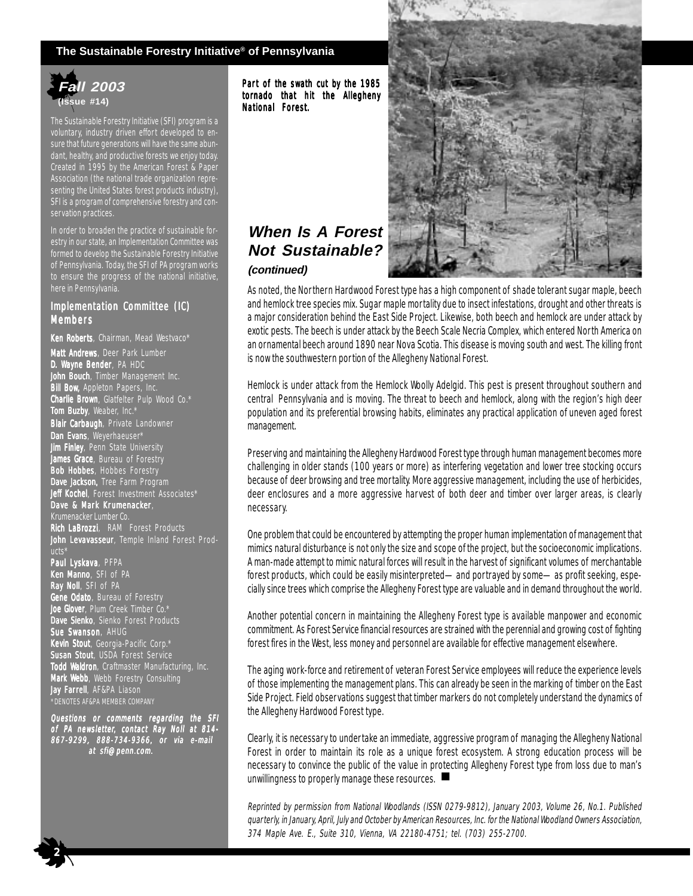**The Sustainable Forestry Initiative® of Pennsylvania**

**Fall 2003**
**(Issue #14)**

The Sustainable Forestry Initiative (SFI) program is a voluntary, industry driven effort developed to ensure that future generations will have the same abundant, healthy, and productive forests we enjoy today. Created in 1995 by the American Forest & Paper Association (the national trade organization representing the United States forest products industry), SFI is a program of comprehensive forestry and conservation practices.

In order to broaden the practice of sustainable forestry in our state, an Implementation Committee was formed to develop the Sustainable Forestry Initiative of Pennsylvania. Today, the SFI of PA program works to ensure the progress of the national initiative, here in Pennsylvania.

### Implementation Committee (IC) Members

**Ken Roberts**, Chairman, Mead Westvaco*
**Matt Andrews**, Deer Park Lumber
**D. Wayne Bender**, PA HDC
**John Bouch**, Timber Management Inc.
**Bill Bow,** Appleton Papers, Inc.
**Charlie Brown**, Glatfelter Pulp Wood Co.*
**Tom Buzby**, Weaber, Inc.*
**Blair Carbaugh**, Private Landowner
**Dan Evans**, Weyerhaeuser*
**Jim Finley**, Penn State University
**James Grace**, Bureau of Forestry
**Bob Hobbes**, Hobbes Forestry
**Dave Jackson,** Tree Farm Program
**Jeff Kochel**, Forest Investment Associates*
**Dave & Mark Krumenacker**, Krumenacker Lumber Co.
**Rich LaBrozzi**, RAM Forest Products
**John Levavasseur**, Temple Inland Forest Products*
**Paul Lyskava**, PFPA
**Ken Manno**, SFI of PA
**Ray Noll**, SFI of PA
**Gene Odato**, Bureau of Forestry
**Joe Glover**, Plum Creek Timber Co.*
**Dave Sienko**, Sienko Forest Products
**Sue Swanson**, AHUG
**Kevin Stout**, Georgia-Pacific Corp.*
**Susan Stout**, USDA Forest Service
**Todd Waldron**, Craftmaster Manufacturing, Inc.
**Mark Webb**, Webb Forestry Consulting
**Jay Farrell**, AF&PA Liason
*DENOTES AF&PA MEMBER COMPANY

***Questions or comments regarding the SFI of PA newsletter, contact Ray Noll at 814-867-9299, 888-734-9366, or via e-mail at sfi@penn.com.***

*Part of the swath cut by the 1985 tornado that hit the Allegheny National Forest.*

## When Is A Forest Not Sustainable?
***(continued)***

As noted, the Northern Hardwood Forest type has a high component of shade tolerant sugar maple, beech and hemlock tree species mix. Sugar maple mortality due to insect infestations, drought and other threats is a major consideration behind the East Side Project. Likewise, both beech and hemlock are under attack by exotic pests. The beech is under attack by the Beech Scale Necria Complex, which entered North America on an ornamental beech around 1890 near Nova Scotia. This disease is moving south and west. The killing front is now the southwestern portion of the Allegheny National Forest.

Hemlock is under attack from the Hemlock Woolly Adelgid. This pest is present throughout southern and central Pennsylvania and is moving. The threat to beech and hemlock, along with the region's high deer population and its preferential browsing habits, eliminates any practical application of uneven aged forest management.

Preserving and maintaining the Allegheny Hardwood Forest type through human management becomes more challenging in older stands (100 years or more) as interfering vegetation and lower tree stocking occurs because of deer browsing and tree mortality. More aggressive management, including the use of herbicides, deer enclosures and a more aggressive harvest of both deer and timber over larger areas, is clearly necessary.

One problem that could be encountered by attempting the proper human implementation of management that mimics natural disturbance is not only the size and scope of the project, but the socioeconomic implications. A man-made attempt to mimic natural forces will result in the harvest of significant volumes of merchantable forest products, which could be easily misinterpreted— and portrayed by some— as profit seeking, especially since trees which comprise the Allegheny Forest type are valuable and in demand throughout the world.

Another potential concern in maintaining the Allegheny Forest type is available manpower and economic commitment. As Forest Service financial resources are strained with the perennial and growing cost of fighting forest fires in the West, less money and personnel are available for effective management elsewhere.

The aging work-force and retirement of veteran Forest Service employees will reduce the experience levels of those implementing the management plans. This can already be seen in the marking of timber on the East Side Project. Field observations suggest that timber markers do not completely understand the dynamics of the Allegheny Hardwood Forest type.

Clearly, it is necessary to undertake an immediate, aggressive program of managing the Allegheny National Forest in order to maintain its role as a unique forest ecosystem. A strong education process will be necessary to convince the public of the value in protecting Allegheny Forest type from loss due to man's unwillingness to properly manage these resources. ■

*Reprinted by permission from National Woodlands (ISSN 0279-9812), January 2003, Volume 26, No.1. Published quarterly, in January, April, July and October by American Resources, Inc. for the National Woodland Owners Association, 374 Maple Ave. E., Suite 310, Vienna, VA 22180-4751; tel. (703) 255-2700.*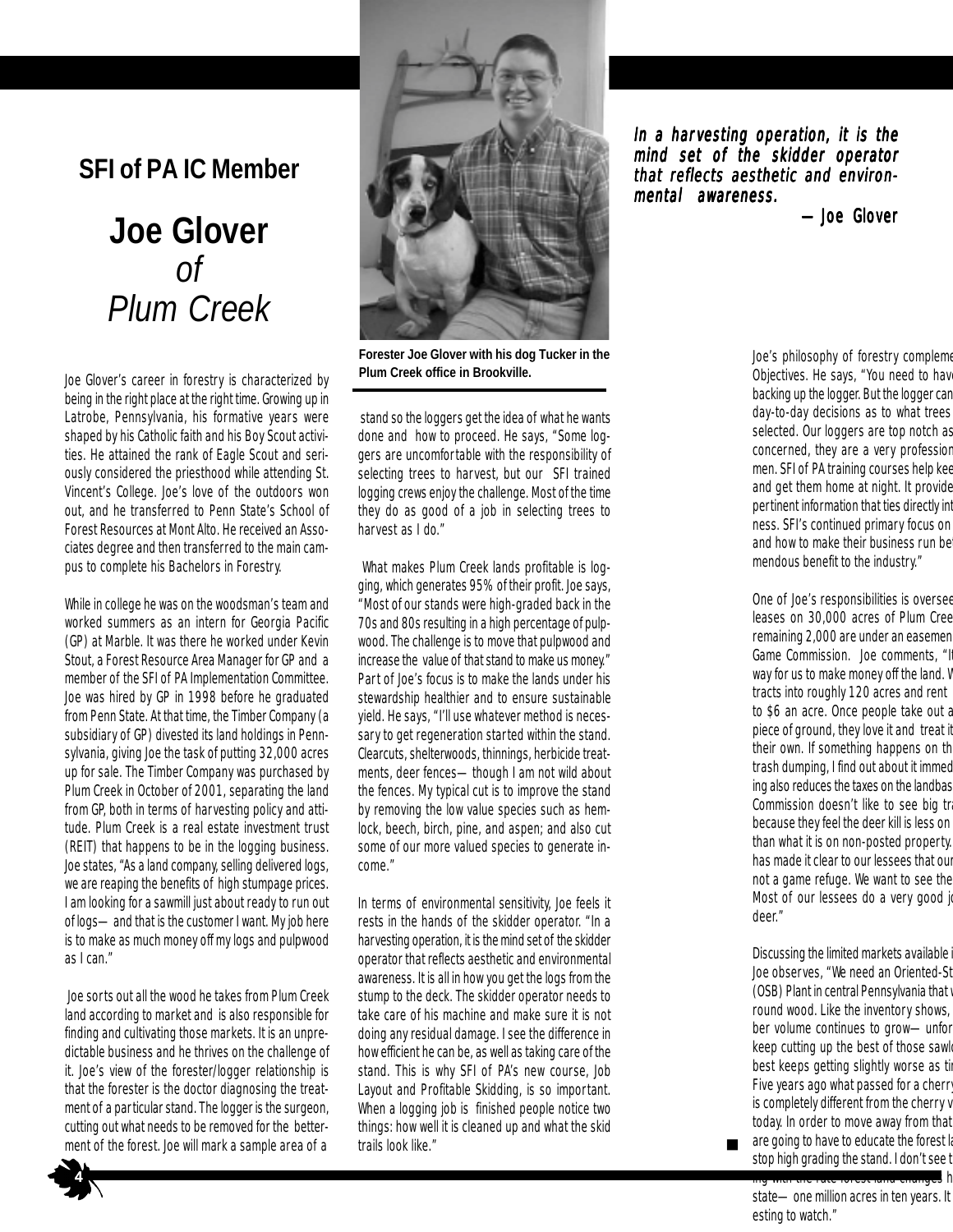## SFI of PA IC Member

# Joe Glover *of* *Plum Creek*

Forester Joe Glover with his dog Tucker in the Plum Creek office in Brookville.

***In a harvesting operation, it is the mind set of the skidder operator that reflects aesthetic and environmental awareness.***

***— Joe Glover***

Joe Glover's career in forestry is characterized by being in the right place at the right time. Growing up in Latrobe, Pennsylvania, his formative years were shaped by his Catholic faith and his Boy Scout activities. He attained the rank of Eagle Scout and seriously considered the priesthood while attending St. Vincent's College. Joe's love of the outdoors won out, and he transferred to Penn State's School of Forest Resources at Mont Alto. He received an Associates degree and then transferred to the main campus to complete his Bachelors in Forestry.

While in college he was on the woodsman's team and worked summers as an intern for Georgia Pacific (GP) at Marble. It was there he worked under Kevin Stout, a Forest Resource Area Manager for GP and a member of the SFI of PA Implementation Committee. Joe was hired by GP in 1998 before he graduated from Penn State. At that time, the Timber Company (a subsidiary of GP) divested its land holdings in Pennsylvania, giving Joe the task of putting 32,000 acres up for sale. The Timber Company was purchased by Plum Creek in October of 2001, separating the land from GP, both in terms of harvesting policy and attitude. Plum Creek is a real estate investment trust (REIT) that happens to be in the logging business. Joe states, "As a land company, selling delivered logs, we are reaping the benefits of high stumpage prices. I am looking for a sawmill just about ready to run out of logs— and that is the customer I want. My job here is to make as much money off my logs and pulpwood as I can."

Joe sorts out all the wood he takes from Plum Creek land according to market and is also responsible for finding and cultivating those markets. It is an unpredictable business and he thrives on the challenge of it. Joe's view of the forester/logger relationship is that the forester is the doctor diagnosing the treatment of a particular stand. The logger is the surgeon, cutting out what needs to be removed for the betterment of the forest. Joe will mark a sample area of a stand so the loggers get the idea of what he wants done and how to proceed. He says, "Some loggers are uncomfortable with the responsibility of selecting trees to harvest, but our SFI trained logging crews enjoy the challenge. Most of the time they do as good of a job in selecting trees to harvest as I do."

What makes Plum Creek lands profitable is logging, which generates 95% of their profit. Joe says, "Most of our stands were high-graded back in the 70s and 80s resulting in a high percentage of pulpwood. The challenge is to move that pulpwood and increase the value of that stand to make us money." Part of Joe's focus is to make the lands under his stewardship healthier and to ensure sustainable yield. He says, "I'll use whatever method is necessary to get regeneration started within the stand. Clearcuts, shelterwoods, thinnings, herbicide treatments, deer fences— though I am not wild about the fences. My typical cut is to improve the stand by removing the low value species such as hemlock, beech, birch, pine, and aspen; and also cut some of our more valued species to generate income."

In terms of environmental sensitivity, Joe feels it rests in the hands of the skidder operator. "In a harvesting operation, it is the mind set of the skidder operator that reflects aesthetic and environmental awareness. It is all in how you get the logs from the stump to the deck. The skidder operator needs to take care of his machine and make sure it is not doing any residual damage. I see the difference in how efficient he can be, as well as taking care of the stand. This is why SFI of PA's new course, Job Layout and Profitable Skidding, is so important. When a logging job is finished people notice two things: how well it is cleaned up and what the skid trails look like."

Joe's philosophy of forestry compleme Objectives. He says, "You need to have backing up the logger. But the logger can day-to-day decisions as to what trees selected. Our loggers are top notch as concerned, they are a very profession men. SFI of PA training courses help kee and get them home at night. It provide pertinent information that ties directly int ness. SFI's continued primary focus on and how to make their business run be mendous benefit to the industry."

One of Joe's responsibilities is oversee leases on 30,000 acres of Plum Cree remaining 2,000 are under an easemen Game Commission. Joe comments, "I way for us to make money off the land. W tracts into roughly 120 acres and rent to $6 an acre. Once people take out a piece of ground, they love it and treat it their own. If something happens on th trash dumping, I find out about it immed ing also reduces the taxes on the landbas Commission doesn't like to see big tra because they feel the deer kill is less on than what it is on non-posted property. has made it clear to our lessees that our not a game refuge. We want to see the Most of our lessees do a very good jo deer."

Discussing the limited markets available i Joe observes, "We need an Oriented-St (OSB) Plant in central Pennsylvania that w round wood. Like the inventory shows, ber volume continues to grow— unfor keep cutting up the best of those sawlo best keeps getting slightly worse as ti Five years ago what passed for a cherry is completely different from the cherry v today. In order to move away from that are going to have to educate the forest la stop high grading the stand. I don't see t ing with the rate forest land changes h state— one million acres in ten years. It esting to watch."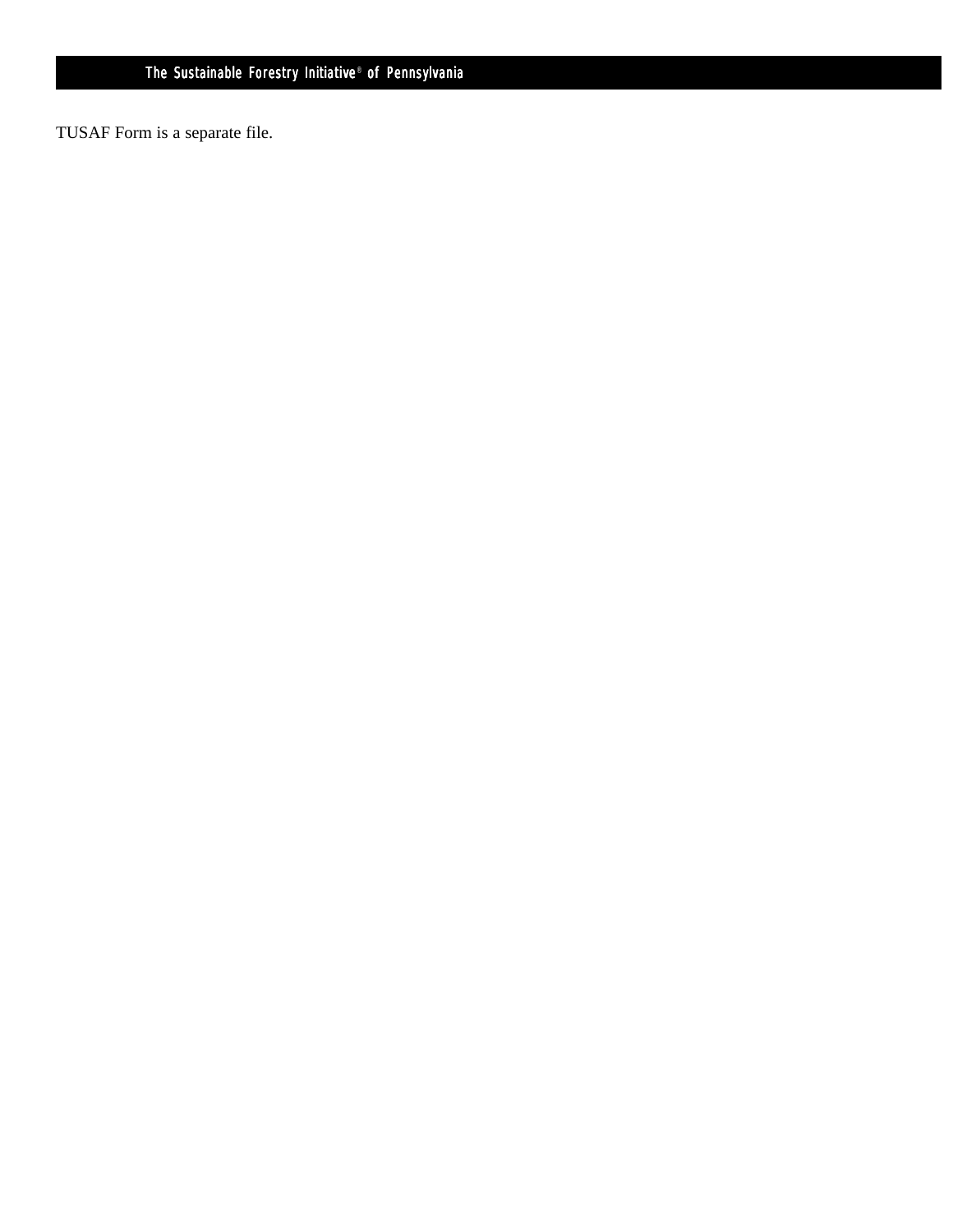TUSAF Form is a separate file.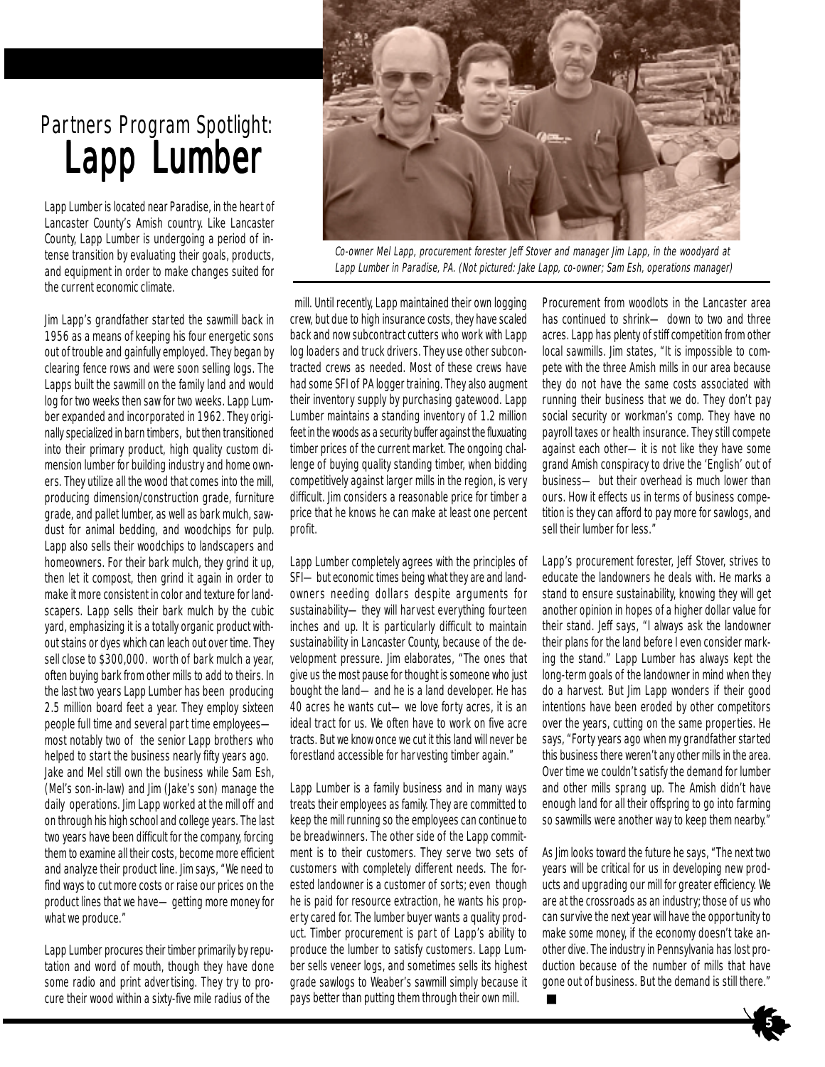# Partners Program Spotlight: Lapp Lumber

Lapp Lumber is located near Paradise, in the heart of Lancaster County's Amish country. Like Lancaster County, Lapp Lumber is undergoing a period of intense transition by evaluating their goals, products, and equipment in order to make changes suited for the current economic climate.

Jim Lapp's grandfather started the sawmill back in 1956 as a means of keeping his four energetic sons out of trouble and gainfully employed. They began by clearing fence rows and were soon selling logs. The Lapps built the sawmill on the family land and would log for two weeks then saw for two weeks. Lapp Lumber expanded and incorporated in 1962. They originally specialized in barn timbers, but then transitioned into their primary product, high quality custom dimension lumber for building industry and home owners. They utilize all the wood that comes into the mill, producing dimension/construction grade, furniture grade, and pallet lumber, as well as bark mulch, sawdust for animal bedding, and woodchips for pulp. Lapp also sells their woodchips to landscapers and homeowners. For their bark mulch, they grind it up, then let it compost, then grind it again in order to make it more consistent in color and texture for landscapers. Lapp sells their bark mulch by the cubic yard, emphasizing it is a totally organic product without stains or dyes which can leach out over time. They sell close to $300,000. worth of bark mulch a year, often buying bark from other mills to add to theirs. In the last two years Lapp Lumber has been producing 2.5 million board feet a year. They employ sixteen people full time and several part time employees—most notably two of the senior Lapp brothers who helped to start the business nearly fifty years ago. Jake and Mel still own the business while Sam Esh, (Mel's son-in-law) and Jim (Jake's son) manage the daily operations. Jim Lapp worked at the mill off and on through his high school and college years. The last two years have been difficult for the company, forcing them to examine all their costs, become more efficient and analyze their product line. Jim says, "We need to find ways to cut more costs or raise our prices on the product lines that we have—getting more money for what we produce."

Lapp Lumber procures their timber primarily by reputation and word of mouth, though they have done some radio and print advertising. They try to procure their wood within a sixty-five mile radius of the mill. Until recently, Lapp maintained their own logging crew, but due to high insurance costs, they have scaled back and now subcontract cutters who work with Lapp log loaders and truck drivers. They use other subcontracted crews as needed. Most of these crews have had some SFI of PA logger training. They also augment their inventory supply by purchasing gatewood. Lapp Lumber maintains a standing inventory of 1.2 million feet in the woods as a security buffer against the fluxuating timber prices of the current market. The ongoing challenge of buying quality standing timber, when bidding competitively against larger mills in the region, is very difficult. Jim considers a reasonable price for timber a price that he knows he can make at least one percent profit.

*Co-owner Mel Lapp, procurement forester Jeff Stover and manager Jim Lapp, in the woodyard at Lapp Lumber in Paradise, PA. (Not pictured: Jake Lapp, co-owner; Sam Esh, operations manager)*

Lapp Lumber completely agrees with the principles of SFI—but economic times being what they are and landowners needing dollars despite arguments for sustainability—they will harvest everything fourteen inches and up. It is particularly difficult to maintain sustainability in Lancaster County, because of the development pressure. Jim elaborates, "The ones that give us the most pause for thought is someone who just bought the land—and he is a land developer. He has 40 acres he wants cut—we love forty acres, it is an ideal tract for us. We often have to work on five acre tracts. But we know once we cut it this land will never be forestland accessible for harvesting timber again."

Lapp Lumber is a family business and in many ways treats their employees as family. They are committed to keep the mill running so the employees can continue to be breadwinners. The other side of the Lapp commitment is to their customers. They serve two sets of customers with completely different needs. The forested landowner is a customer of sorts; even though he is paid for resource extraction, he wants his property cared for. The lumber buyer wants a quality product. Timber procurement is part of Lapp's ability to produce the lumber to satisfy customers. Lapp Lumber sells veneer logs, and sometimes sells its highest grade sawlogs to Weaber's sawmill simply because it pays better than putting them through their own mill.

Procurement from woodlots in the Lancaster area has continued to shrink—down to two and three acres. Lapp has plenty of stiff competition from other local sawmills. Jim states, "It is impossible to compete with the three Amish mills in our area because they do not have the same costs associated with running their business that we do. They don't pay social security or workman's comp. They have no payroll taxes or health insurance. They still compete against each other—it is not like they have some grand Amish conspiracy to drive the 'English' out of business—but their overhead is much lower than ours. How it effects us in terms of business competition is they can afford to pay more for sawlogs, and sell their lumber for less."

Lapp's procurement forester, Jeff Stover, strives to educate the landowners he deals with. He marks a stand to ensure sustainability, knowing they will get another opinion in hopes of a higher dollar value for their stand. Jeff says, "I always ask the landowner their plans for the land before I even consider marking the stand." Lapp Lumber has always kept the long-term goals of the landowner in mind when they do a harvest. But Jim Lapp wonders if their good intentions have been eroded by other competitors over the years, cutting on the same properties. He says, "Forty years ago when my grandfather started this business there weren't any other mills in the area. Over time we couldn't satisfy the demand for lumber and other mills sprang up. The Amish didn't have enough land for all their offspring to go into farming so sawmills were another way to keep them nearby."

As Jim looks toward the future he says, "The next two years will be critical for us in developing new products and upgrading our mill for greater efficiency. We are at the crossroads as an industry; those of us who can survive the next year will have the opportunity to make some money, if the economy doesn't take another dive. The industry in Pennsylvania has lost production because of the number of mills that have gone out of business. But the demand is still there."

■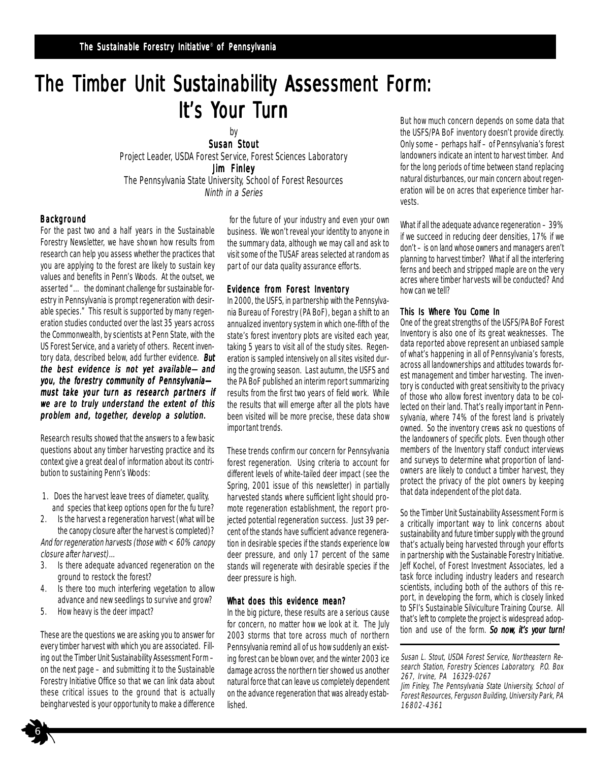# The Timber Unit Sustainability Assessment Form: It's Your Turn

by

**Susan Stout**

*Project Leader, USDA Forest Service, Forest Sciences Laboratory*

**Jim Finley**

*The Pennsylvania State University, School of Forest Resources*

*Ninth in a Series*

## Background

For the past two and a half years in the Sustainable Forestry Newsletter, we have shown how results from research can help you assess whether the practices that you are applying to the forest are likely to sustain key values and benefits in Penn's Woods. At the outset, we asserted "… the dominant challenge for sustainable forestry in Pennsylvania is prompt regeneration with desirable species." This result is supported by many regeneration studies conducted over the last 35 years across the Commonwealth, by scientists at Penn State, with the US Forest Service, and a variety of others. Recent inventory data, described below, add further evidence. ***But the best evidence is not yet available—and you, the forestry community of Pennsylvania—must take your turn as research partners if we are to truly understand the extent of this problem and, together, develop a solution.***

Research results showed that the answers to a few basic questions about any timber harvesting practice and its context give a great deal of information about its contribution to sustaining Penn's Woods:

1. Does the harvest leave trees of diameter, quality, and species that keep options open for the fu ture?
2. Is the harvest a regeneration harvest (what will be the canopy closure after the harvest is completed)?

*And for regeneration harvests (those with < 60% canopy closure after harvest)…*

3. Is there adequate advanced regeneration on the ground to restock the forest?
4. Is there too much interfering vegetation to allow advance and new seedlings to survive and grow?
5. How heavy is the deer impact?

These are the questions we are asking you to answer for every timber harvest with which you are associated. Filling out the Timber Unit Sustainability Assessment Form – on the next page – and submitting it to the Sustainable Forestry Initiative Office so that we can link data about these critical issues to the ground that is actually beingharvested is your opportunity to make a difference for the future of your industry and even your own business. We won't reveal your identity to anyone in the summary data, although we may call and ask to visit some of the TUSAF areas selected at random as part of our data quality assurance efforts.

## Evidence from Forest Inventory

In 2000, the USFS, in partnership with the Pennsylvania Bureau of Forestry (PA BoF), began a shift to an annualized inventory system in which one-fifth of the state's forest inventory plots are visited each year, taking 5 years to visit all of the study sites. Regeneration is sampled intensively on all sites visited during the growing season. Last autumn, the USFS and the PA BoF published an interim report summarizing results from the first two years of field work. While the results that will emerge after all the plots have been visited will be more precise, these data show important trends.

These trends confirm our concern for Pennsylvania forest regeneration. Using criteria to account for different levels of white-tailed deer impact (see the Spring, 2001 issue of this newsletter) in partially harvested stands where sufficient light should promote regeneration establishment, the report projected potential regeneration success. Just 39 percent of the stands have sufficient advance regeneration in desirable species if the stands experience low deer pressure, and only 17 percent of the same stands will regenerate with desirable species if the deer pressure is high.

## What does this evidence mean?

In the big picture, these results are a serious cause for concern, no matter how we look at it. The July 2003 storms that tore across much of northern Pennsylvania remind all of us how suddenly an existing forest can be blown over, and the winter 2003 ice damage across the northern tier showed us another natural force that can leave us completely dependent on the advance regeneration that was already established.

But how much concern depends on some data that the USFS/PA BoF inventory doesn't provide directly. Only some – perhaps half – of Pennsylvania's forest landowners indicate an intent to harvest timber. And for the long periods of time between stand replacing natural disturbances, our main concern about regeneration will be on acres that experience timber harvests.

What if all the adequate advance regeneration – 39% if we succeed in reducing deer densities, 17% if we don't – is on land whose owners and managers aren't planning to harvest timber? What if all the interfering ferns and beech and stripped maple are on the very acres where timber harvests will be conducted? And how can we tell?

## This Is Where You Come In

One of the great strengths of the USFS/PA BoF Forest Inventory is also one of its great weaknesses. The data reported above represent an unbiased sample of what's happening in all of Pennsylvania's forests, across all landownerships and attitudes towards forest management and timber harvesting. The inventory is conducted with great sensitivity to the privacy of those who allow forest inventory data to be collected on their land. That's really important in Pennsylvania, where 74% of the forest land is privately owned. So the inventory crews ask no questions of the landowners of specific plots. Even though other members of the Inventory staff conduct interviews and surveys to determine what proportion of landowners are likely to conduct a timber harvest, they protect the privacy of the plot owners by keeping that data independent of the plot data.

So the Timber Unit Sustainability Assessment Form is a critically important way to link concerns about sustainability and future timber supply with the ground that's actually being harvested through your efforts in partnership with the Sustainable Forestry Initiative. Jeff Kochel, of Forest Investment Associates, led a task force including industry leaders and research scientists, including both of the authors of this report, in developing the form, which is closely linked to SFI's Sustainable Silviculture Training Course. All that's left to complete the project is widespread adoption and use of the form. ***So now, it's your turn!***

---

*Susan L. Stout, USDA Forest Service, Northeastern Research Station, Forestry Sciences Laboratory, P.O. Box 267, Irvine, PA 16329-0267*

*Jim Finley, The Pennsylvania State University, School of Forest Resources, Ferguson Building, University Park, PA 16802-4361*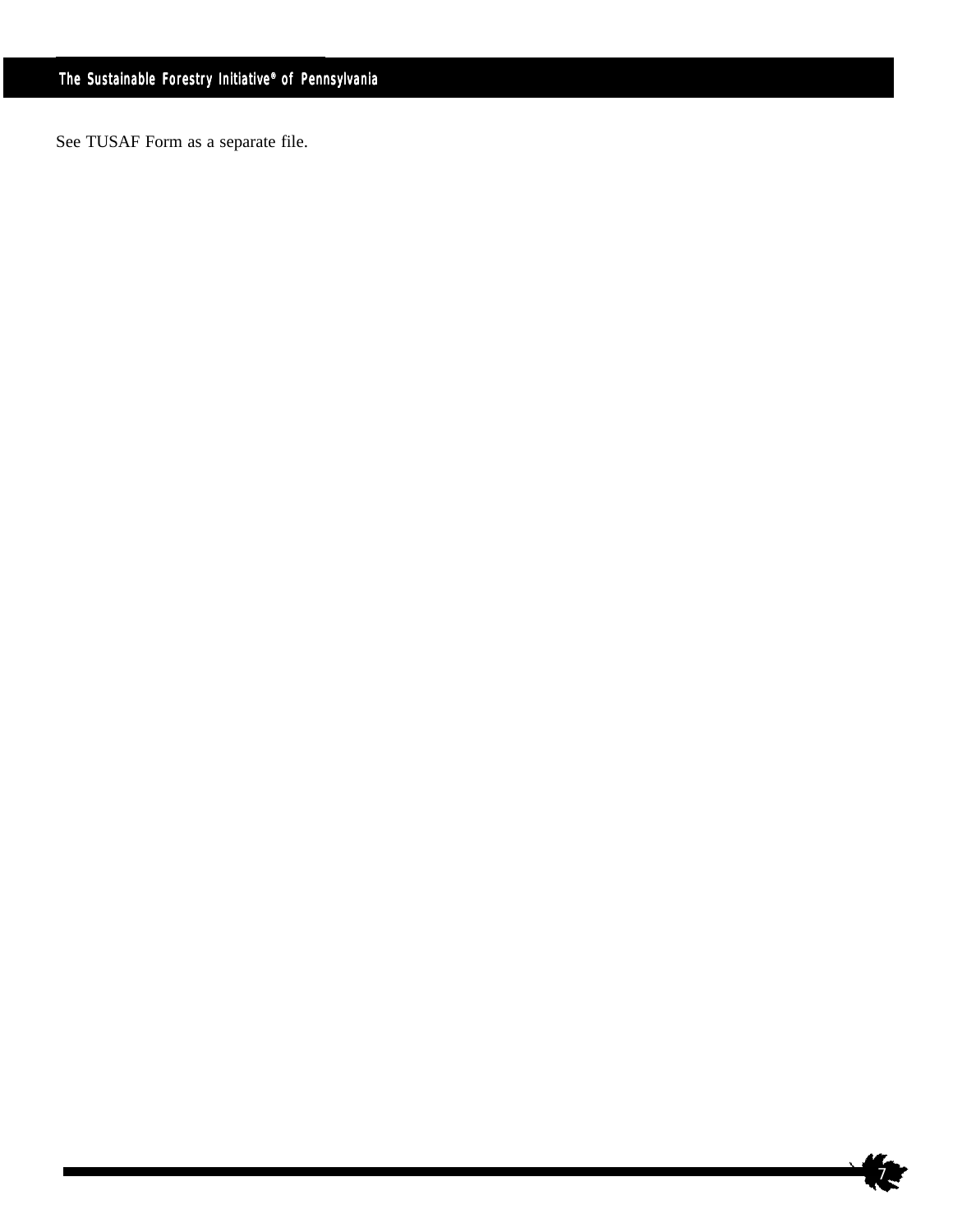See TUSAF Form as a separate file.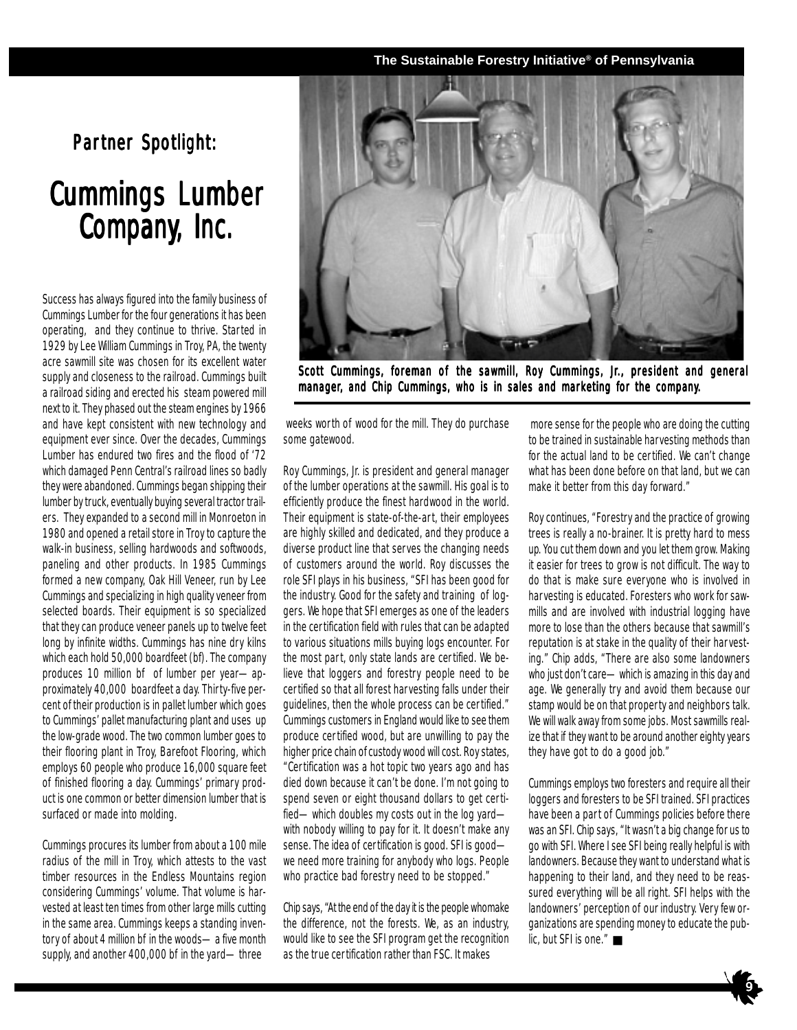## Partner Spotlight:

# Cummings Lumber Company, Inc.

Scott Cummings, foreman of the sawmill, Roy Cummings, Jr., president and general manager, and Chip Cummings, who is in sales and marketing for the company.

Success has always figured into the family business of Cummings Lumber for the four generations it has been operating, and they continue to thrive. Started in 1929 by Lee William Cummings in Troy, PA, the twenty acre sawmill site was chosen for its excellent water supply and closeness to the railroad. Cummings built a railroad siding and erected his steam powered mill next to it. They phased out the steam engines by 1966 and have kept consistent with new technology and equipment ever since. Over the decades, Cummings Lumber has endured two fires and the flood of '72 which damaged Penn Central's railroad lines so badly they were abandoned. Cummings began shipping their lumber by truck, eventually buying several tractor trailers. They expanded to a second mill in Monroeton in 1980 and opened a retail store in Troy to capture the walk-in business, selling hardwoods and softwoods, paneling and other products. In 1985 Cummings formed a new company, Oak Hill Veneer, run by Lee Cummings and specializing in high quality veneer from selected boards. Their equipment is so specialized that they can produce veneer panels up to twelve feet long by infinite widths. Cummings has nine dry kilns which each hold 50,000 boardfeet (bf). The company produces 10 million bf of lumber per year—approximately 40,000 boardfeet a day. Thirty-five percent of their production is in pallet lumber which goes to Cummings' pallet manufacturing plant and uses up the low-grade wood. The two common lumber goes to their flooring plant in Troy, Barefoot Flooring, which employs 60 people who produce 16,000 square feet of finished flooring a day. Cummings' primary product is one common or better dimension lumber that is surfaced or made into molding.

Cummings procures its lumber from about a 100 mile radius of the mill in Troy, which attests to the vast timber resources in the Endless Mountains region considering Cummings' volume. That volume is harvested at least ten times from other large mills cutting in the same area. Cummings keeps a standing inventory of about 4 million bf in the woods—a five month supply, and another 400,000 bf in the yard—three weeks worth of wood for the mill. They do purchase some gatewood.

Roy Cummings, Jr. is president and general manager of the lumber operations at the sawmill. His goal is to efficiently produce the finest hardwood in the world. Their equipment is state-of-the-art, their employees are highly skilled and dedicated, and they produce a diverse product line that serves the changing needs of customers around the world. Roy discusses the role SFI plays in his business, "SFI has been good for the industry. Good for the safety and training of loggers. We hope that SFI emerges as one of the leaders in the certification field with rules that can be adapted to various situations mills buying logs encounter. For the most part, only state lands are certified. We believe that loggers and forestry people need to be certified so that all forest harvesting falls under their guidelines, then the whole process can be certified." Cummings customers in England would like to see them produce certified wood, but are unwilling to pay the higher price chain of custody wood will cost. Roy states, "Certification was a hot topic two years ago and has died down because it can't be done. I'm not going to spend seven or eight thousand dollars to get certified—which doubles my costs out in the log yard—with nobody willing to pay for it. It doesn't make any sense. The idea of certification is good. SFI is good—we need more training for anybody who logs. People who practice bad forestry need to be stopped."

Chip says, "At the end of the day it is the people whomake the difference, not the forests. We, as an industry, would like to see the SFI program get the recognition as the true certification rather than FSC. It makes more sense for the people who are doing the cutting to be trained in sustainable harvesting methods than for the actual land to be certified. We can't change what has been done before on that land, but we can make it better from this day forward."

Roy continues, "Forestry and the practice of growing trees is really a no-brainer. It is pretty hard to mess up. You cut them down and you let them grow. Making it easier for trees to grow is not difficult. The way to do that is make sure everyone who is involved in harvesting is educated. Foresters who work for sawmills and are involved with industrial logging have more to lose than the others because that sawmill's reputation is at stake in the quality of their harvesting." Chip adds, "There are also some landowners who just don't care—which is amazing in this day and age. We generally try and avoid them because our stamp would be on that property and neighbors talk. We will walk away from some jobs. Most sawmills realize that if they want to be around another eighty years they have got to do a good job."

Cummings employs two foresters and require all their loggers and foresters to be SFI trained. SFI practices have been a part of Cummings policies before there was an SFI. Chip says, "It wasn't a big change for us to go with SFI. Where I see SFI being really helpful is with landowners. Because they want to understand what is happening to their land, and they need to be reassured everything will be all right. SFI helps with the landowners' perception of our industry. Very few organizations are spending money to educate the public, but SFI is one." ■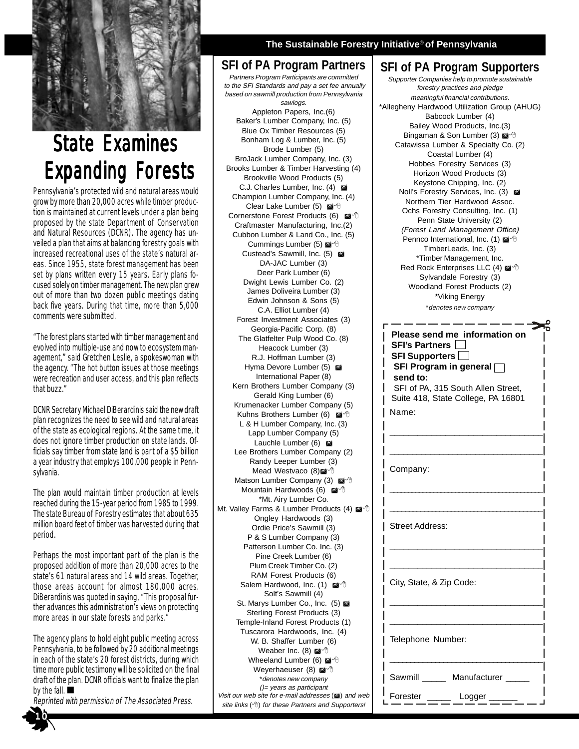# State Examines Expanding Forests

Pennsylvania's protected wild and natural areas would grow by more than 20,000 acres while timber production is maintained at current levels under a plan being proposed by the state Department of Conservation and Natural Resources (DCNR). The agency has unveiled a plan that aims at balancing forestry goals with increased recreational uses of the state's natural areas. Since 1955, state forest management has been set by plans written every 15 years. Early plans focused solely on timber management. The new plan grew out of more than two dozen public meetings dating back five years. During that time, more than 5,000 comments were submitted.

"The forest plans started with timber management and evolved into multiple-use and now to ecosystem management," said Gretchen Leslie, a spokeswoman with the agency. "The hot button issues at those meetings were recreation and user access, and this plan reflects that buzz."

DCNR Secretary Michael DiBerardinis said the new draft plan recognizes the need to see wild and natural areas of the state as ecological regions. At the same time, it does not ignore timber production on state lands. Officials say timber from state land is part of a $5 billion a year industry that employs 100,000 people in Pennsylvania.

The plan would maintain timber production at levels reached during the 15-year period from 1985 to 1999. The state Bureau of Forestry estimates that about 635 million board feet of timber was harvested during that period.

Perhaps the most important part of the plan is the proposed addition of more than 20,000 acres to the state's 61 natural areas and 14 wild areas. Together, those areas account for almost 180,000 acres. DiBerardinis was quoted in saying, "This proposal further advances this administration's views on protecting more areas in our state forests and parks."

The agency plans to hold eight public meeting across Pennsylvania, to be followed by 20 additional meetings in each of the state's 20 forest districts, during which time more public testimony will be solicited on the final draft of the plan. DCNR officials want to finalize the plan by the fall. ■

*Reprinted with permission of The Associated Press.*

## The Sustainable Forestry Initiative® of Pennsylvania

## SFI of PA Program Partners

*Partners Program Participants are committed to the SFI Standards and pay a set fee annually based on sawmill production from Pennsylvania sawlogs.*

Appleton Papers, Inc.(6)
Baker's Lumber Company, Inc. (5)
Blue Ox Timber Resources (5)
Bonham Log & Lumber, Inc. (5)
Brode Lumber (5)
BroJack Lumber Company, Inc. (3)
Brooks Lumber & Timber Harvesting (4)
Brookville Wood Products (5)
C.J. Charles Lumber, Inc. (4) ✉
Champion Lumber Company, Inc. (4)
Clear Lake Lumber (5) ✉🖱
Cornerstone Forest Products (6) ✉🖱
Craftmaster Manufacturing, Inc.(2)
Cubbon Lumber & Land Co., Inc. (5)
Cummings Lumber (5) ✉🖱
Custead's Sawmill, Inc. (5) ✉
DA-JAC Lumber (3)
Deer Park Lumber (6)
Dwight Lewis Lumber Co. (2)
James Doliveira Lumber (3)
Edwin Johnson & Sons (5)
C.A. Elliot Lumber (4)
Forest Investment Associates (3)
Georgia-Pacific Corp. (8)
The Glatfelter Pulp Wood Co. (8)
Heacock Lumber (3)
R.J. Hoffman Lumber (3)
Hyma Devore Lumber (5) ✉
International Paper (8)
Kern Brothers Lumber Company (3)
Gerald King Lumber (6)
Krumenacker Lumber Company (5)
Kuhns Brothers Lumber (6) ✉🖱
L & H Lumber Company, Inc. (3)
Lapp Lumber Company (5)
Lauchle Lumber (6) ✉
Lee Brothers Lumber Company (2)
Randy Leeper Lumber (3)
Mead Westvaco (8) ✉🖱
Matson Lumber Company (3) ✉🖱
Mountain Hardwoods (6) ✉🖱
*Mt. Airy Lumber Co.
Mt. Valley Farms & Lumber Products (4) ✉🖱
Ongley Hardwoods (3)
Ordie Price's Sawmill (3)
P & S Lumber Company (3)
Patterson Lumber Co. Inc. (3)
Pine Creek Lumber (6)
Plum Creek Timber Co. (2)
RAM Forest Products (6)
Salem Hardwood, Inc. (1) ✉🖱
Solt's Sawmill (4)
St. Marys Lumber Co., Inc. (5) ✉
Sterling Forest Products (3)
Temple-Inland Forest Products (1)
Tuscarora Hardwoods, Inc. (4)
W. B. Shaffer Lumber (6)
Weaber Inc. (8) ✉🖱
Wheeland Lumber (6) ✉🖱
Weyerhaeuser (8) ✉🖱

*\*denotes new company*
*()= years as participant*
*Visit our web site for e-mail addresses (✉) and web site links (🖱) for these Partners and Supporters!*

## SFI of PA Program Supporters

*Supporter Companies help to promote sustainable forestry practices and pledge meaningful financial contributions.*

*Allegheny Hardwood Utilization Group (AHUG)
Babcock Lumber (4)
Bailey Wood Products, Inc.(3)
Bingaman & Son Lumber (3) ✉🖱
Catawissa Lumber & Specialty Co. (2)
Coastal Lumber (4)
Hobbes Forestry Services (3)
Horizon Wood Products (3)
Keystone Chipping, Inc. (2)
Noll's Forestry Services, Inc. (3) ✉
Northern Tier Hardwood Assoc.
Ochs Forestry Consulting, Inc. (1)
Penn State University (2)
*(Forest Land Management Office)*
Pennco International, Inc. (1) ✉🖱
TimberLeads, Inc. (3)
*Timber Management, Inc.
Red Rock Enterprises LLC (4) ✉🖱
Sylvandale Forestry (3)
Woodland Forest Products (2)
*Viking Energy

*\*denotes new company*

---

**Please send me information on**
**SFI's Partners** ☐
**SFI Supporters** ☐
**SFI Program in general** ☐
**send to:**
SFI of PA, 315 South Allen Street, Suite 418, State College, PA 16801

Name: ______________________________

Company: ______________________________

Street Address: ______________________________

City, State, & Zip Code: ______________________________

Telephone Number: ______________________________

Sawmill _____ Manufacturer _____

Forester _____ Logger ______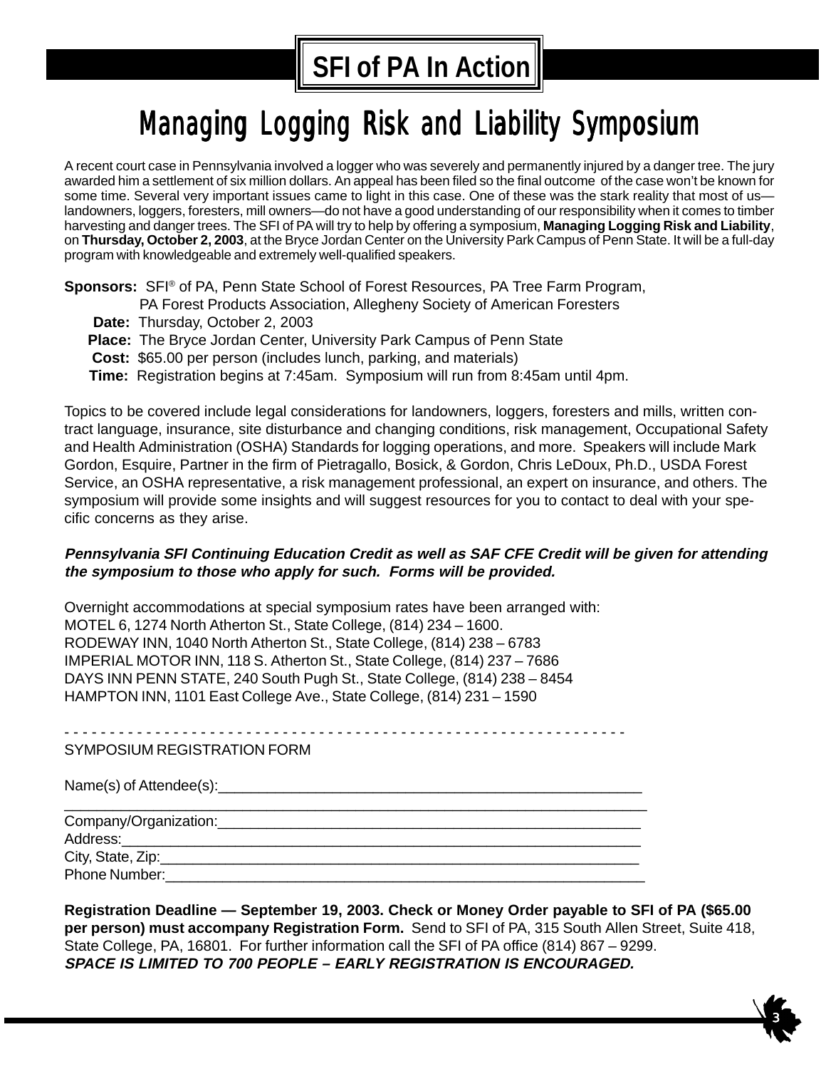# SFI of PA In Action

## Managing Logging Risk and Liability Symposium

A recent court case in Pennsylvania involved a logger who was severely and permanently injured by a danger tree. The jury awarded him a settlement of six million dollars. An appeal has been filed so the final outcome of the case won't be known for some time. Several very important issues came to light in this case. One of these was the stark reality that most of us—landowners, loggers, foresters, mill owners—do not have a good understanding of our responsibility when it comes to timber harvesting and danger trees. The SFI of PA will try to help by offering a symposium, **Managing Logging Risk and Liability**, on **Thursday, October 2, 2003**, at the Bryce Jordan Center on the University Park Campus of Penn State. It will be a full-day program with knowledgeable and extremely well-qualified speakers.

**Sponsors:** SFI® of PA, Penn State School of Forest Resources, PA Tree Farm Program, PA Forest Products Association, Allegheny Society of American Foresters
**Date:** Thursday, October 2, 2003
**Place:** The Bryce Jordan Center, University Park Campus of Penn State
**Cost:** $65.00 per person (includes lunch, parking, and materials)
**Time:** Registration begins at 7:45am. Symposium will run from 8:45am until 4pm.

Topics to be covered include legal considerations for landowners, loggers, foresters and mills, written contract language, insurance, site disturbance and changing conditions, risk management, Occupational Safety and Health Administration (OSHA) Standards for logging operations, and more. Speakers will include Mark Gordon, Esquire, Partner in the firm of Pietragallo, Bosick, & Gordon, Chris LeDoux, Ph.D., USDA Forest Service, an OSHA representative, a risk management professional, an expert on insurance, and others. The symposium will provide some insights and will suggest resources for you to contact to deal with your specific concerns as they arise.

***Pennsylvania SFI Continuing Education Credit as well as SAF CFE Credit will be given for attending the symposium to those who apply for such. Forms will be provided.***

Overnight accommodations at special symposium rates have been arranged with:
MOTEL 6, 1274 North Atherton St., State College, (814) 234 – 1600.
RODEWAY INN, 1040 North Atherton St., State College, (814) 238 – 6783
IMPERIAL MOTOR INN, 118 S. Atherton St., State College, (814) 237 – 7686
DAYS INN PENN STATE, 240 South Pugh St., State College, (814) 238 – 8454
HAMPTON INN, 1101 East College Ave., State College, (814) 231 – 1590

- - - - - - - - - - - - - - - - - - - - - - - - - - - - - - - - - - - - - - - - - - - - - - - - - - - - - - - - - - - - -

SYMPOSIUM REGISTRATION FORM

Name(s) of Attendee(s):____________________________________________________
______________________________________________________________________
Company/Organization:____________________________________________________
Address:______________________________________________________________
City, State, Zip:_________________________________________________________
Phone Number:__________________________________________________________

**Registration Deadline — September 19, 2003. Check or Money Order payable to SFI of PA ($65.00 per person) must accompany Registration Form.** Send to SFI of PA, 315 South Allen Street, Suite 418, State College, PA, 16801. For further information call the SFI of PA office (814) 867 – 9299.
***SPACE IS LIMITED TO 700 PEOPLE – EARLY REGISTRATION IS ENCOURAGED.***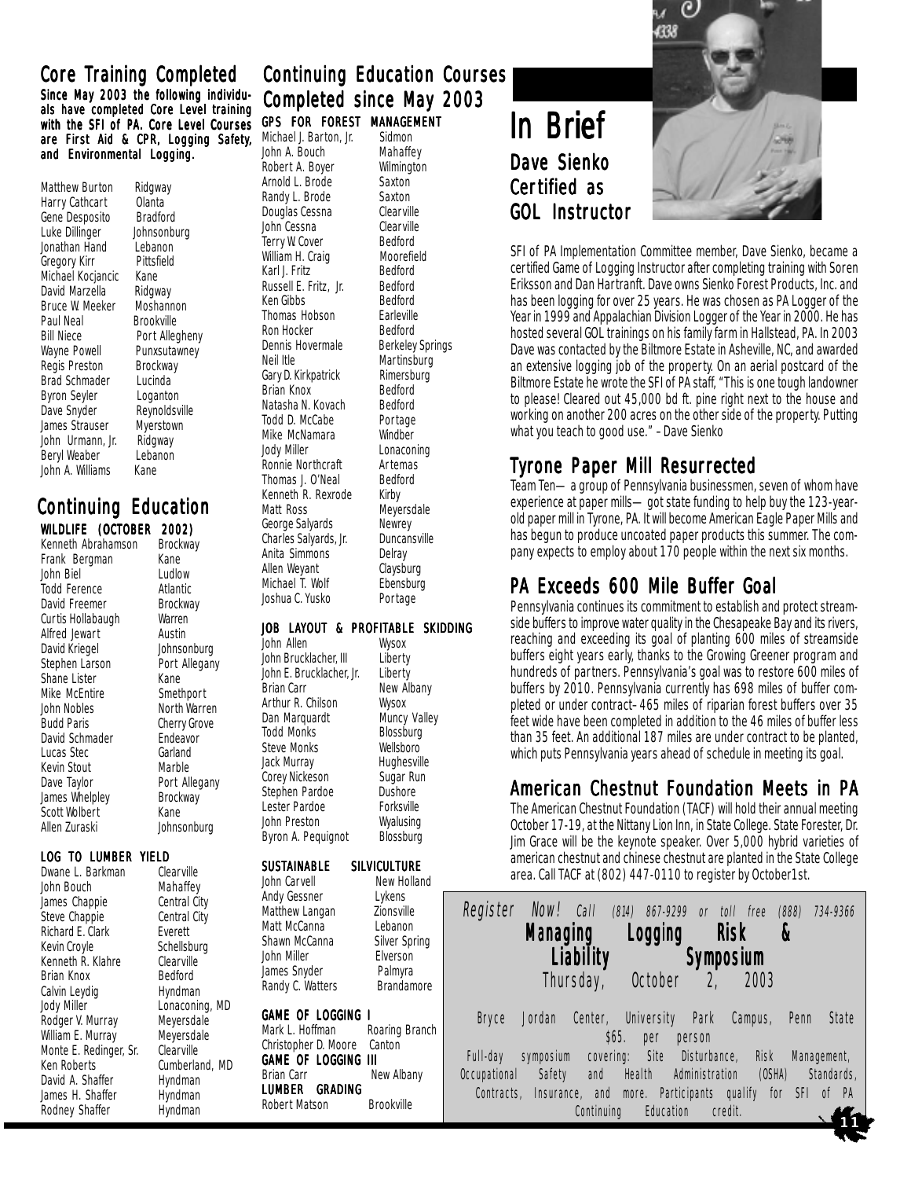## Core Training Completed

**Since May 2003 the following individuals have completed Core Level training with the SFI of PA. Core Level Courses are First Aid & CPR, Logging Safety, and Environmental Logging.**

| Name | Location |
|---|---|
| Matthew Burton | Ridgway |
| Harry Cathcart | Olanta |
| Gene Desposito | Bradford |
| Luke Dillinger | Johnsonburg |
| Jonathan Hand | Lebanon |
| Gregory Kirr | Pittsfield |
| Michael Kocjancic | Kane |
| David Marzella | Ridgway |
| Bruce W. Meeker | Moshannon |
| Paul Neal | Brookville |
| Bill Niece | Port Allegheny |
| Wayne Powell | Punxsutawney |
| Regis Preston | Brockway |
| Brad Schmader | Lucinda |
| Byron Seyler | Loganton |
| Dave Snyder | Reynoldsville |
| James Strauser | Myerstown |
| John Urmann, Jr. | Ridgway |
| Beryl Weaber | Lebanon |
| John A. Williams | Kane |

## Continuing Education

### WILDLIFE (OCTOBER 2002)

| Name | Location |
|---|---|
| Kenneth Abrahamson | Brockway |
| Frank Bergman | Kane |
| John Biel | Ludlow |
| Todd Ference | Atlantic |
| David Freemer | Brockway |
| Curtis Hollabaugh | Warren |
| Alfred Jewart | Austin |
| David Kriegel | Johnsonburg |
| Stephen Larson | Port Allegany |
| Shane Lister | Kane |
| Mike McEntire | Smethport |
| John Nobles | North Warren |
| Budd Paris | Cherry Grove |
| David Schmader | Endeavor |
| Lucas Stec | Garland |
| Kevin Stout | Marble |
| Dave Taylor | Port Allegany |
| James Whelpley | Brockway |
| Scott Wolbert | Kane |
| Allen Zuraski | Johnsonburg |

### LOG TO LUMBER YIELD

| Name | Location |
|---|---|
| Dwane L. Barkman | Clearville |
| John Bouch | Mahaffey |
| James Chappie | Central City |
| Steve Chappie | Central City |
| Richard E. Clark | Everett |
| Kevin Croyle | Schellsburg |
| Kenneth R. Klahre | Clearville |
| Brian Knox | Bedford |
| Calvin Leydig | Hyndman |
| Jody Miller | Lonaconing, MD |
| Rodger V. Murray | Meyersdale |
| William E. Murray | Meyersdale |
| Monte E. Redinger, Sr. | Clearville |
| Ken Roberts | Cumberland, MD |
| David A. Shaffer | Hyndman |
| James H. Shaffer | Hyndman |
| Rodney Shaffer | Hyndman |

## Continuing Education Courses Completed since May 2003

### GPS FOR FOREST MANAGEMENT

| Name | Location |
|---|---|
| Michael J. Barton, Jr. | Sidmon |
| John A. Bouch | Mahaffey |
| Robert A. Boyer | Wilmington |
| Arnold L. Brode | Saxton |
| Randy L. Brode | Saxton |
| Douglas Cessna | Clearville |
| John Cessna | Clearville |
| Terry W. Cover | Bedford |
| William H. Craig | Moorefield |
| Karl J. Fritz | Bedford |
| Russell E. Fritz, Jr. | Bedford |
| Ken Gibbs | Bedford |
| Thomas Hobson | Earleville |
| Ron Hocker | Bedford |
| Dennis Hovermale | Berkeley Springs |
| Neil Itle | Martinsburg |
| Gary D. Kirkpatrick | Rimersburg |
| Brian Knox | Bedford |
| Natasha N. Kovach | Bedford |
| Todd D. McCabe | Portage |
| Mike McNamara | Windber |
| Jody Miller | Lonaconing |
| Ronnie Northcraft | Artemas |
| Thomas J. O'Neal | Bedford |
| Kenneth R. Rexrode | Kirby |
| Matt Ross | Meyersdale |
| George Salyards | Newrey |
| Charles Salyards, Jr. | Duncansville |
| Anita Simmons | Delray |
| Allen Weyant | Claysburg |
| Michael T. Wolf | Ebensburg |
| Joshua C. Yusko | Portage |

### JOB LAYOUT & PROFITABLE SKIDDING

| Name | Location |
|---|---|
| John Allen | Wysox |
| John Brucklacher, III | Liberty |
| John E. Brucklacher, Jr. | Liberty |
| Brian Carr | New Albany |
| Arthur R. Chilson | Wysox |
| Dan Marquardt | Muncy Valley |
| Todd Monks | Blossburg |
| Steve Monks | Wellsboro |
| Jack Murray | Hughesville |
| Corey Nickeson | Sugar Run |
| Stephen Pardoe | Dushore |
| Lester Pardoe | Forksville |
| John Preston | Wyalusing |
| Byron A. Pequignot | Blossburg |

### SUSTAINABLE SILVICULTURE

| Name | Location |
|---|---|
| John Carvell | New Holland |
| Andy Gessner | Lykens |
| Matthew Langan | Zionsville |
| Matt McCanna | Lebanon |
| Shawn McCanna | Silver Spring |
| John Miller | Elverson |
| James Snyder | Palmyra |
| Randy C. Watters | Brandamore |

### GAME OF LOGGING I

| Name | Location |
|---|---|
| Mark L. Hoffman | Roaring Branch |
| Christopher D. Moore | Canton |

### GAME OF LOGGING III

| Name | Location |
|---|---|
| Brian Carr | New Albany |

### LUMBER GRADING

| Name | Location |
|---|---|
| Robert Matson | Brookville |

# In Brief

## Dave Sienko Certified as GOL Instructor

SFI of PA Implementation Committee member, Dave Sienko, became a certified Game of Logging Instructor after completing training with Soren Eriksson and Dan Hartranft. Dave owns Sienko Forest Products, Inc. and has been logging for over 25 years. He was chosen as PA Logger of the Year in 1999 and Appalachian Division Logger of the Year in 2000. He has hosted several GOL trainings on his family farm in Hallstead, PA. In 2003 Dave was contacted by the Biltmore Estate in Asheville, NC, and awarded an extensive logging job of the property. On an aerial postcard of the Biltmore Estate he wrote the SFI of PA staff, "This is one tough landowner to please! Cleared out 45,000 bd ft. pine right next to the house and working on another 200 acres on the other side of the property. Putting what you teach to good use." – Dave Sienko

## Tyrone Paper Mill Resurrected

Team Ten— a group of Pennsylvania businessmen, seven of whom have experience at paper mills— got state funding to help buy the 123-year-old paper mill in Tyrone, PA. It will become American Eagle Paper Mills and has begun to produce uncoated paper products this summer. The company expects to employ about 170 people within the next six months.

## PA Exceeds 600 Mile Buffer Goal

Pennsylvania continues its commitment to establish and protect streamside buffers to improve water quality in the Chesapeake Bay and its rivers, reaching and exceeding its goal of planting 600 miles of streamside buffers eight years early, thanks to the Growing Greener program and hundreds of partners. Pennsylvania's goal was to restore 600 miles of buffers by 2010. Pennsylvania currently has 698 miles of buffer completed or under contract– 465 miles of riparian forest buffers over 35 feet wide have been completed in addition to the 46 miles of buffer less than 35 feet. An additional 187 miles are under contract to be planted, which puts Pennsylvania years ahead of schedule in meeting its goal.

## American Chestnut Foundation Meets in PA

The American Chestnut Foundation (TACF) will hold their annual meeting October 17-19, at the Nittany Lion Inn, in State College. State Forester, Dr. Jim Grace will be the keynote speaker. Over 5,000 hybrid varieties of american chestnut and chinese chestnut are planted in the State College area. Call TACF at (802) 447-0110 to register by October1st.

*Register Now!* Call (814) 867-9299 or toll free (888) 734-9366

**Managing Logging Risk & Liability Symposium**

Thursday, October 2, 2003

Bryce Jordan Center, University Park Campus, Penn State

$65. per person

Full-day symposium covering: Site Disturbance, Risk Management, Occupational Safety and Health Administration (OSHA) Standards, Contracts, Insurance, and more. Participants qualify for SFI of PA Continuing Education credit.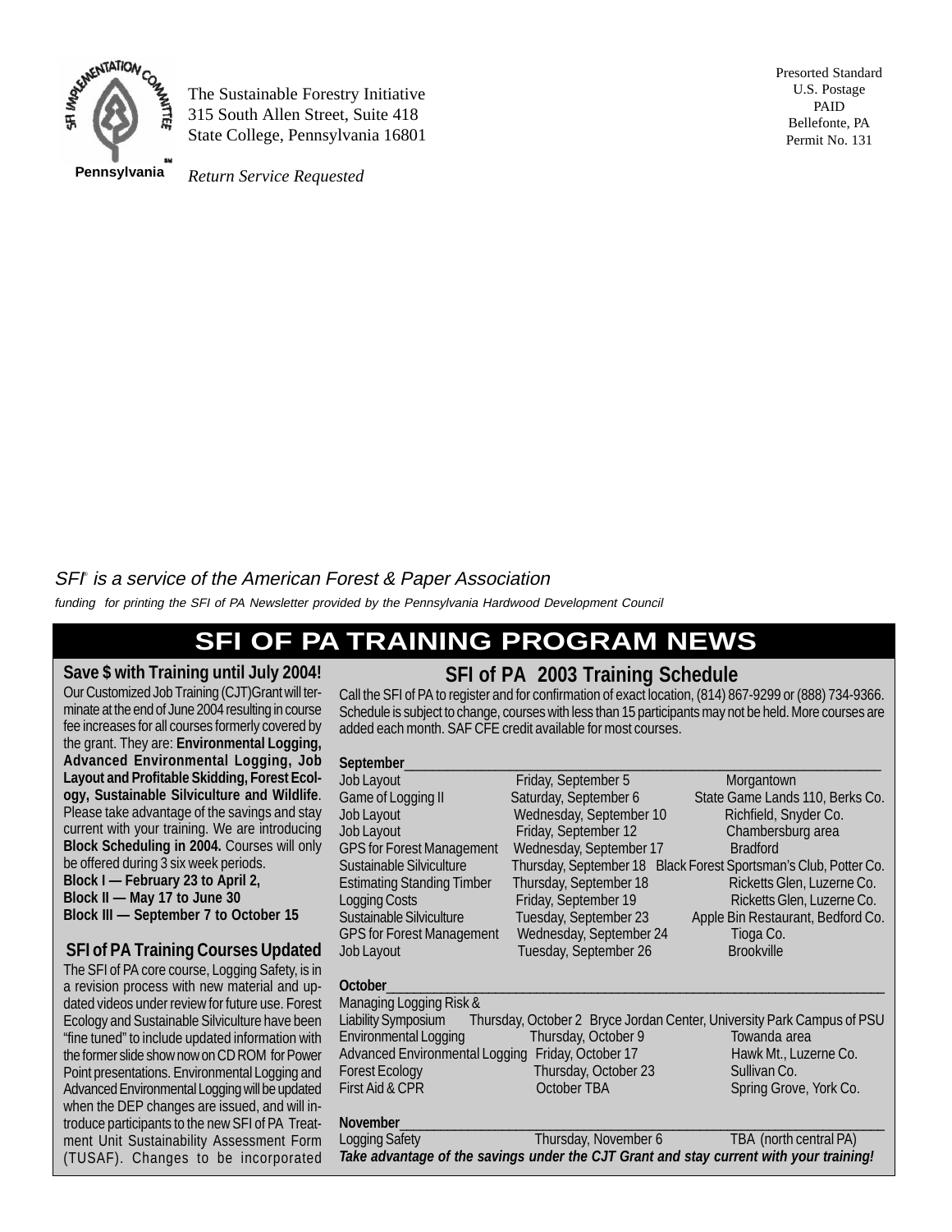The Sustainable Forestry Initiative
315 South Allen Street, Suite 418
State College, Pennsylvania 16801

*Return Service Requested*

Pennsylvania

Presorted Standard
U.S. Postage
PAID
Bellefonte, PA
Permit No. 131

*SFI® is a service of the American Forest & Paper Association*

*funding for printing the SFI of PA Newsletter provided by the Pennsylvania Hardwood Development Council*

# SFI OF PA TRAINING PROGRAM NEWS

## Save $ with Training until July 2004!

Our Customized Job Training (CJT)Grant will terminate at the end of June 2004 resulting in course fee increases for all courses formerly covered by the grant. They are: **Environmental Logging, Advanced Environmental Logging, Job Layout and Profitable Skidding, Forest Ecology, Sustainable Silviculture and Wildlife**. Please take advantage of the savings and stay current with your training. We are introducing **Block Scheduling in 2004.** Courses will only be offered during 3 six week periods.

**Block I — February 23 to April 2,**
**Block II — May 17 to June 30**
**Block III — September 7 to October 15**

## SFI of PA Training Courses Updated

The SFI of PA core course, Logging Safety, is in a revision process with new material and updated videos under review for future use. Forest Ecology and Sustainable Silviculture have been "fine tuned" to include updated information with the former slide show now on CD ROM for Power Point presentations. Environmental Logging and Advanced Environmental Logging will be updated when the DEP changes are issued, and will introduce participants to the new SFI of PA Treatment Unit Sustainability Assessment Form (TUSAF). Changes to be incorporated

## SFI of PA 2003 Training Schedule

Call the SFI of PA to register and for confirmation of exact location, (814) 867-9299 or (888) 734-9366. Schedule is subject to change, courses with less than 15 participants may not be held. More courses are added each month. SAF CFE credit available for most courses.

**September**

| | | |
|---|---|---|
| Job Layout | Friday, September 5 | Morgantown |
| Game of Logging II | Saturday, September 6 | State Game Lands 110, Berks Co. |
| Job Layout | Wednesday, September 10 | Richfield, Snyder Co. |
| Job Layout | Friday, September 12 | Chambersburg area |
| GPS for Forest Management | Wednesday, September 17 | Bradford |
| Sustainable Silviculture | Thursday, September 18 | Black Forest Sportsman's Club, Potter Co. |
| Estimating Standing Timber | Thursday, September 18 | Ricketts Glen, Luzerne Co. |
| Logging Costs | Friday, September 19 | Ricketts Glen, Luzerne Co. |
| Sustainable Silviculture | Tuesday, September 23 | Apple Bin Restaurant, Bedford Co. |
| GPS for Forest Management | Wednesday, September 24 | Tioga Co. |
| Job Layout | Tuesday, September 26 | Brookville |

**October**

| | | |
|---|---|---|
| Managing Logging Risk & Liability Symposium | Thursday, October 2 | Bryce Jordan Center, University Park Campus of PSU |
| Environmental Logging | Thursday, October 9 | Towanda area |
| Advanced Environmental Logging | Friday, October 17 | Hawk Mt., Luzerne Co. |
| Forest Ecology | Thursday, October 23 | Sullivan Co. |
| First Aid & CPR | October TBA | Spring Grove, York Co. |

**November**

| | | |
|---|---|---|
| Logging Safety | Thursday, November 6 | TBA (north central PA) |

***Take advantage of the savings under the CJT Grant and stay current with your training!***